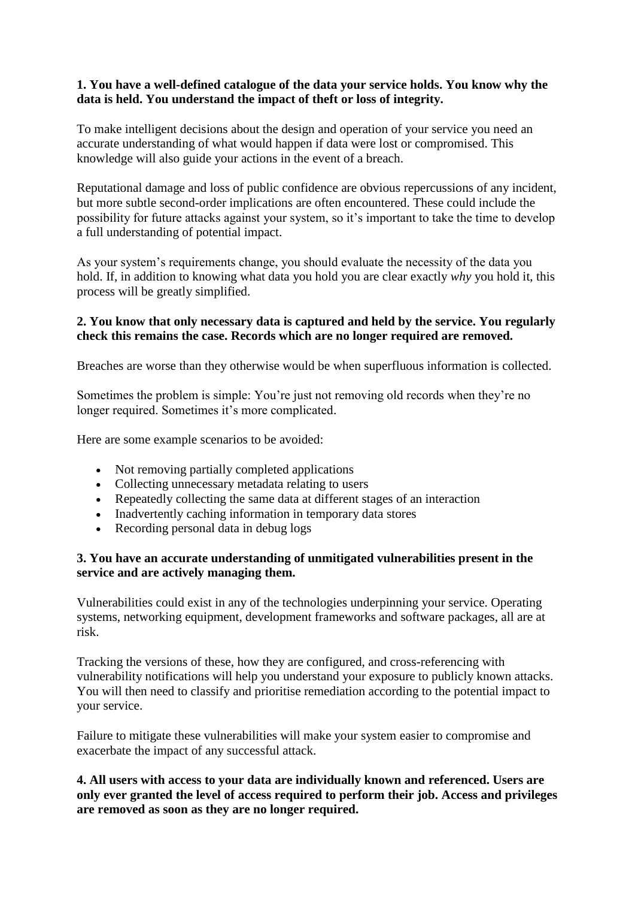**1. You have a well-defined catalogue of the data your service holds. You know why the data is held. You understand the impact of theft or loss of integrity.**

To make intelligent decisions about the design and operation of your service you need an accurate understanding of what would happen if data were lost or compromised. This knowledge will also guide your actions in the event of a breach.

Reputational damage and loss of public confidence are obvious repercussions of any incident, but more subtle second-order implications are often encountered. These could include the possibility for future attacks against your system, so it's important to take the time to develop a full understanding of potential impact.

As your system's requirements change, you should evaluate the necessity of the data you hold. If, in addition to knowing what data you hold you are clear exactly *why* you hold it, this process will be greatly simplified.

**2. You know that only necessary data is captured and held by the service. You regularly check this remains the case. Records which are no longer required are removed.**

Breaches are worse than they otherwise would be when superfluous information is collected.

Sometimes the problem is simple: You're just not removing old records when they're no longer required. Sometimes it's more complicated.

Here are some example scenarios to be avoided:

- Not removing partially completed applications
- Collecting unnecessary metadata relating to users
- Repeatedly collecting the same data at different stages of an interaction
- Inadvertently caching information in temporary data stores
- Recording personal data in debug logs

**3. You have an accurate understanding of unmitigated vulnerabilities present in the service and are actively managing them.**

Vulnerabilities could exist in any of the technologies underpinning your service. Operating systems, networking equipment, development frameworks and software packages, all are at risk.

Tracking the versions of these, how they are configured, and cross-referencing with vulnerability notifications will help you understand your exposure to publicly known attacks. You will then need to classify and prioritise remediation according to the potential impact to your service.

Failure to mitigate these vulnerabilities will make your system easier to compromise and exacerbate the impact of any successful attack.

**4. All users with access to your data are individually known and referenced. Users are only ever granted the level of access required to perform their job. Access and privileges are removed as soon as they are no longer required.**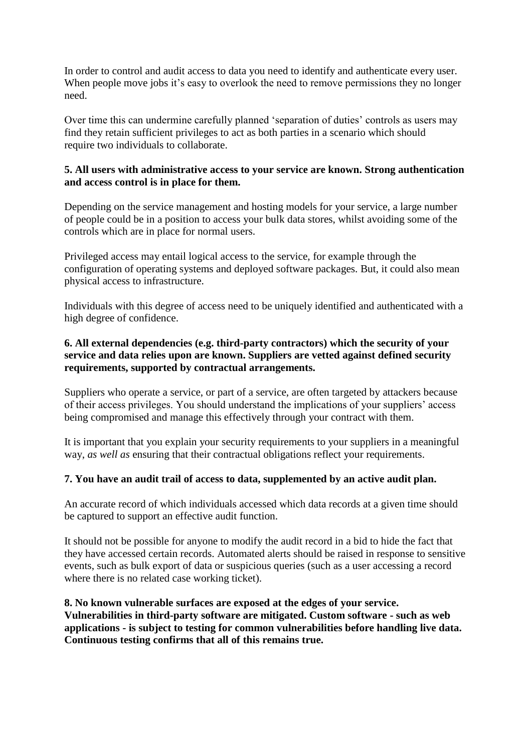In order to control and audit access to data you need to identify and authenticate every user. When people move jobs it's easy to overlook the need to remove permissions they no longer need.

Over time this can undermine carefully planned 'separation of duties' controls as users may find they retain sufficient privileges to act as both parties in a scenario which should require two individuals to collaborate.

**5. All users with administrative access to your service are known. Strong authentication and access control is in place for them.**

Depending on the service management and hosting models for your service, a large number of people could be in a position to access your bulk data stores, whilst avoiding some of the controls which are in place for normal users.

Privileged access may entail logical access to the service, for example through the configuration of operating systems and deployed software packages. But, it could also mean physical access to infrastructure.

Individuals with this degree of access need to be uniquely identified and authenticated with a high degree of confidence.

**6. All external dependencies (e.g. third-party contractors) which the security of your service and data relies upon are known. Suppliers are vetted against defined security requirements, supported by contractual arrangements.**

Suppliers who operate a service, or part of a service, are often targeted by attackers because of their access privileges. You should understand the implications of your suppliers' access being compromised and manage this effectively through your contract with them.

It is important that you explain your security requirements to your suppliers in a meaningful way, *as well as* ensuring that their contractual obligations reflect your requirements.

**7. You have an audit trail of access to data, supplemented by an active audit plan.**

An accurate record of which individuals accessed which data records at a given time should be captured to support an effective audit function.

It should not be possible for anyone to modify the audit record in a bid to hide the fact that they have accessed certain records. Automated alerts should be raised in response to sensitive events, such as bulk export of data or suspicious queries (such as a user accessing a record where there is no related case working ticket).

**8. No known vulnerable surfaces are exposed at the edges of your service. Vulnerabilities in third-party software are mitigated. Custom software - such as web applications - is subject to testing for common vulnerabilities before handling live data. Continuous testing confirms that all of this remains true.**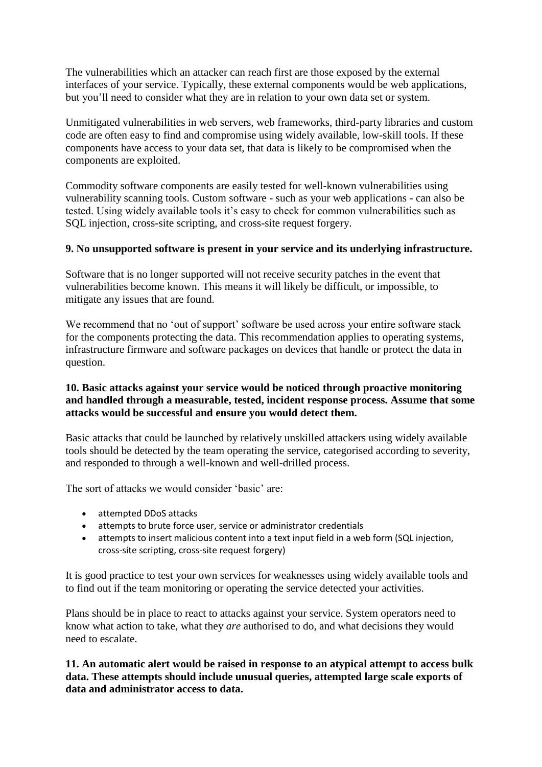The vulnerabilities which an attacker can reach first are those exposed by the external interfaces of your service. Typically, these external components would be web applications, but you'll need to consider what they are in relation to your own data set or system.

Unmitigated vulnerabilities in web servers, web frameworks, third-party libraries and custom code are often easy to find and compromise using widely available, low-skill tools. If these components have access to your data set, that data is likely to be compromised when the components are exploited.

Commodity software components are easily tested for well-known vulnerabilities using vulnerability scanning tools. Custom software - such as your web applications - can also be tested. Using widely available tools it's easy to check for common vulnerabilities such as SQL injection, cross-site scripting, and cross-site request forgery.

**9. No unsupported software is present in your service and its underlying infrastructure.**

Software that is no longer supported will not receive security patches in the event that vulnerabilities become known. This means it will likely be difficult, or impossible, to mitigate any issues that are found.

We recommend that no 'out of support' software be used across your entire software stack for the components protecting the data. This recommendation applies to operating systems, infrastructure firmware and software packages on devices that handle or protect the data in question.

**10. Basic attacks against your service would be noticed through proactive monitoring and handled through a measurable, tested, incident response process. Assume that some attacks would be successful and ensure you would detect them.**

Basic attacks that could be launched by relatively unskilled attackers using widely available tools should be detected by the team operating the service, categorised according to severity, and responded to through a well-known and well-drilled process.

The sort of attacks we would consider 'basic' are:

- attempted DDoS attacks
- attempts to brute force user, service or administrator credentials
- attempts to insert malicious content into a text input field in a web form (SQL injection, cross-site scripting, cross-site request forgery)

It is good practice to test your own services for weaknesses using widely available tools and to find out if the team monitoring or operating the service detected your activities.

Plans should be in place to react to attacks against your service. System operators need to know what action to take, what they *are* authorised to do, and what decisions they would need to escalate.

**11. An automatic alert would be raised in response to an atypical attempt to access bulk data. These attempts should include unusual queries, attempted large scale exports of data and administrator access to data.**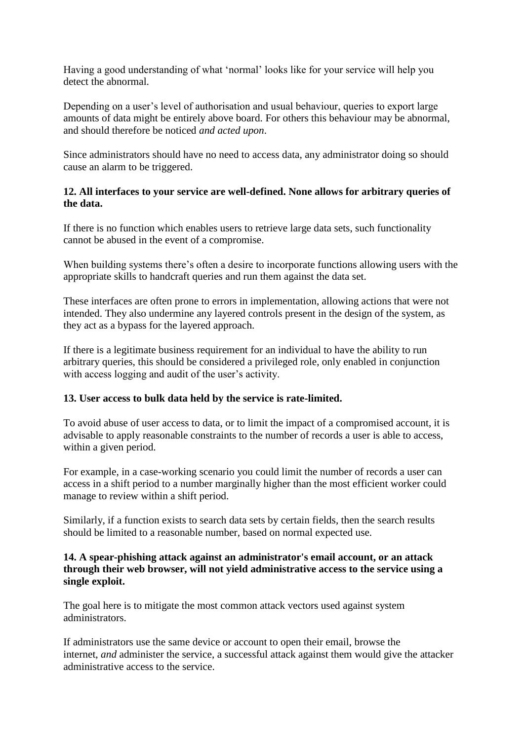Having a good understanding of what 'normal' looks like for your service will help you detect the abnormal.

Depending on a user's level of authorisation and usual behaviour, queries to export large amounts of data might be entirely above board. For others this behaviour may be abnormal, and should therefore be noticed *and acted upon*.

Since administrators should have no need to access data, any administrator doing so should cause an alarm to be triggered.

**12. All interfaces to your service are well-defined. None allows for arbitrary queries of the data.**

If there is no function which enables users to retrieve large data sets, such functionality cannot be abused in the event of a compromise.

When building systems there's often a desire to incorporate functions allowing users with the appropriate skills to handcraft queries and run them against the data set.

These interfaces are often prone to errors in implementation, allowing actions that were not intended. They also undermine any layered controls present in the design of the system, as they act as a bypass for the layered approach.

If there is a legitimate business requirement for an individual to have the ability to run arbitrary queries, this should be considered a privileged role, only enabled in conjunction with access logging and audit of the user's activity.

**13. User access to bulk data held by the service is rate-limited.**

To avoid abuse of user access to data, or to limit the impact of a compromised account, it is advisable to apply reasonable constraints to the number of records a user is able to access, within a given period.

For example, in a case-working scenario you could limit the number of records a user can access in a shift period to a number marginally higher than the most efficient worker could manage to review within a shift period.

Similarly, if a function exists to search data sets by certain fields, then the search results should be limited to a reasonable number, based on normal expected use.

**14. A spear-phishing attack against an administrator's email account, or an attack through their web browser, will not yield administrative access to the service using a single exploit.**

The goal here is to mitigate the most common attack vectors used against system administrators.

If administrators use the same device or account to open their email, browse the internet, *and* administer the service, a successful attack against them would give the attacker administrative access to the service.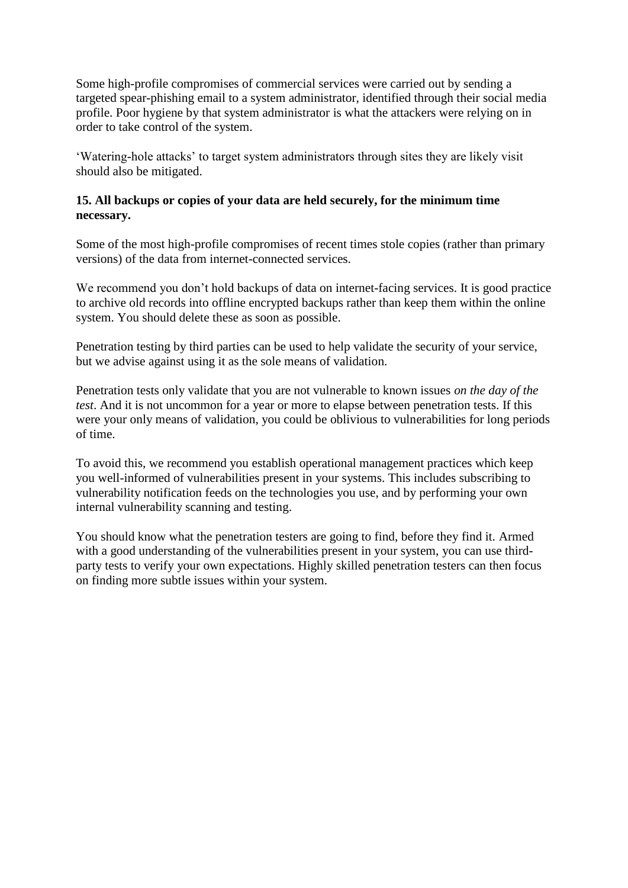Some high-profile compromises of commercial services were carried out by sending a targeted spear-phishing email to a system administrator, identified through their social media profile. Poor hygiene by that system administrator is what the attackers were relying on in order to take control of the system.

'Watering-hole attacks' to target system administrators through sites they are likely visit should also be mitigated.

**15. All backups or copies of your data are held securely, for the minimum time necessary.**

Some of the most high-profile compromises of recent times stole copies (rather than primary versions) of the data from internet-connected services.

We recommend you don't hold backups of data on internet-facing services. It is good practice to archive old records into offline encrypted backups rather than keep them within the online system. You should delete these as soon as possible.

Penetration testing by third parties can be used to help validate the security of your service, but we advise against using it as the sole means of validation.

Penetration tests only validate that you are not vulnerable to known issues *on the day of the test*. And it is not uncommon for a year or more to elapse between penetration tests. If this were your only means of validation, you could be oblivious to vulnerabilities for long periods of time.

To avoid this, we recommend you establish operational management practices which keep you well-informed of vulnerabilities present in your systems. This includes subscribing to vulnerability notification feeds on the technologies you use, and by performing your own internal vulnerability scanning and testing.

You should know what the penetration testers are going to find, before they find it. Armed with a good understanding of the vulnerabilities present in your system, you can use third-party tests to verify your own expectations. Highly skilled penetration testers can then focus on finding more subtle issues within your system.